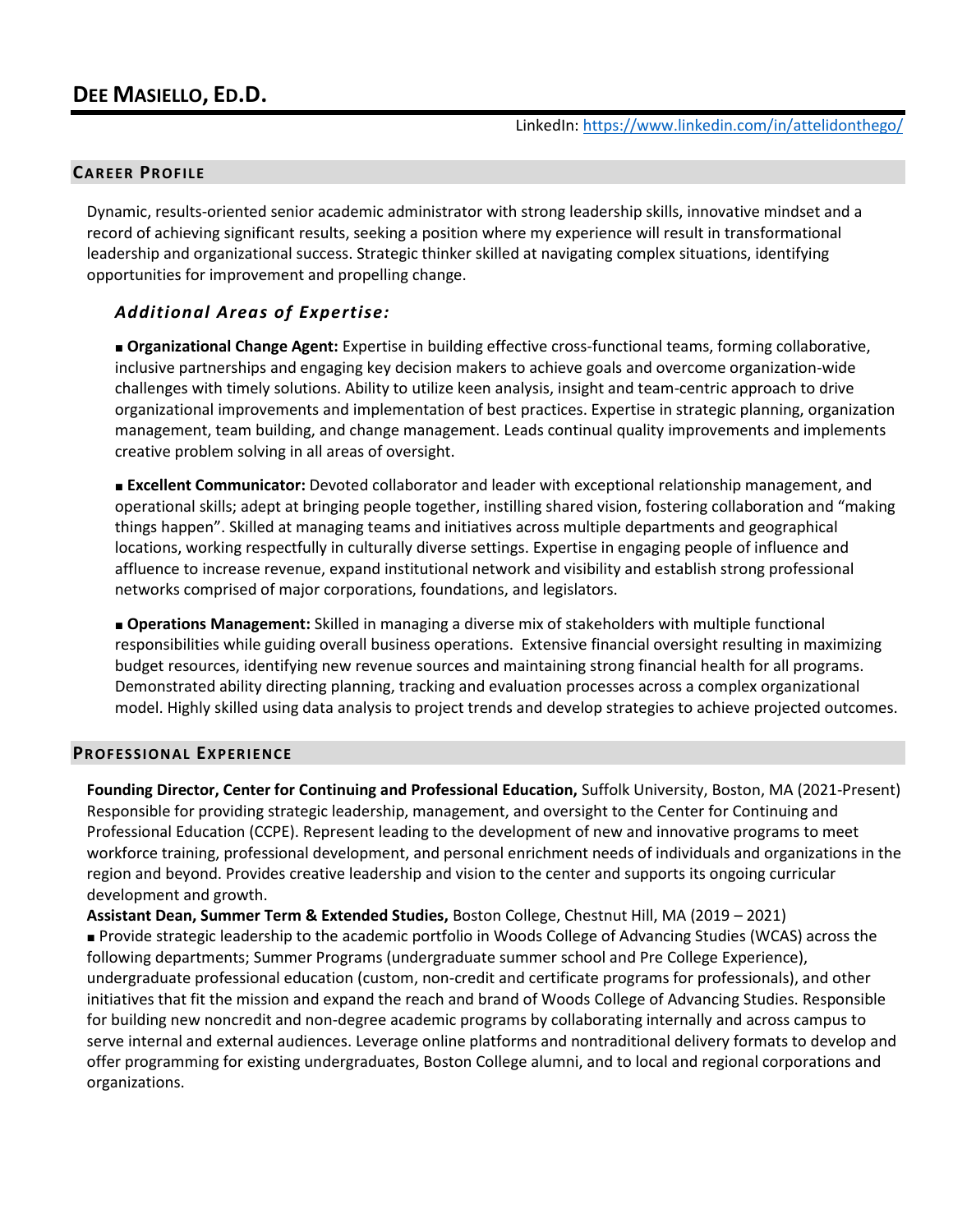# DEE MASIELLO, ED.D.

LinkedIn: [https://www.linkedin.com/in/attelidonthego/](https://www.linkedin.com/in/attelidonthego/)

## CAREER PROFILE

Dynamic, results-oriented senior academic administrator with strong leadership skills, innovative mindset and a record of achieving significant results, seeking a position where my experience will result in transformational leadership and organizational success. Strategic thinker skilled at navigating complex situations, identifying opportunities for improvement and propelling change.

### *Additional Areas of Expertise:*

■ **Organizational Change Agent:** Expertise in building effective cross-functional teams, forming collaborative, inclusive partnerships and engaging key decision makers to achieve goals and overcome organization-wide challenges with timely solutions. Ability to utilize keen analysis, insight and team-centric approach to drive organizational improvements and implementation of best practices. Expertise in strategic planning, organization management, team building, and change management. Leads continual quality improvements and implements creative problem solving in all areas of oversight.

■ **Excellent Communicator:** Devoted collaborator and leader with exceptional relationship management, and operational skills; adept at bringing people together, instilling shared vision, fostering collaboration and "making things happen". Skilled at managing teams and initiatives across multiple departments and geographical locations, working respectfully in culturally diverse settings. Expertise in engaging people of influence and affluence to increase revenue, expand institutional network and visibility and establish strong professional networks comprised of major corporations, foundations, and legislators.

■ **Operations Management:** Skilled in managing a diverse mix of stakeholders with multiple functional responsibilities while guiding overall business operations. Extensive financial oversight resulting in maximizing budget resources, identifying new revenue sources and maintaining strong financial health for all programs. Demonstrated ability directing planning, tracking and evaluation processes across a complex organizational model. Highly skilled using data analysis to project trends and develop strategies to achieve projected outcomes.

## PROFESSIONAL EXPERIENCE

**Founding Director, Center for Continuing and Professional Education,** Suffolk University, Boston, MA (2021-Present)
Responsible for providing strategic leadership, management, and oversight to the Center for Continuing and Professional Education (CCPE). Represent leading to the development of new and innovative programs to meet workforce training, professional development, and personal enrichment needs of individuals and organizations in the region and beyond. Provides creative leadership and vision to the center and supports its ongoing curricular development and growth.

**Assistant Dean, Summer Term & Extended Studies,** Boston College, Chestnut Hill, MA (2019 – 2021)
■ Provide strategic leadership to the academic portfolio in Woods College of Advancing Studies (WCAS) across the following departments; Summer Programs (undergraduate summer school and Pre College Experience), undergraduate professional education (custom, non-credit and certificate programs for professionals), and other initiatives that fit the mission and expand the reach and brand of Woods College of Advancing Studies. Responsible for building new noncredit and non-degree academic programs by collaborating internally and across campus to serve internal and external audiences. Leverage online platforms and nontraditional delivery formats to develop and offer programming for existing undergraduates, Boston College alumni, and to local and regional corporations and organizations.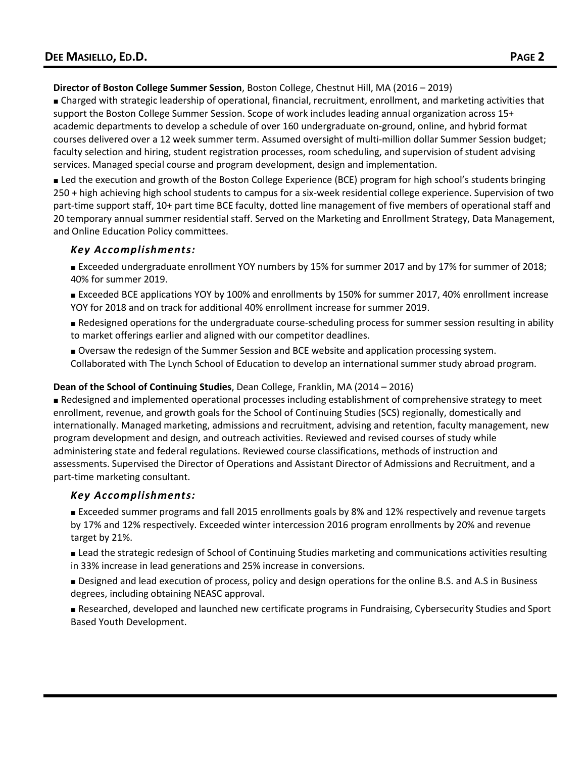**Director of Boston College Summer Session**, Boston College, Chestnut Hill, MA (2016 – 2019)

■ Charged with strategic leadership of operational, financial, recruitment, enrollment, and marketing activities that support the Boston College Summer Session. Scope of work includes leading annual organization across 15+ academic departments to develop a schedule of over 160 undergraduate on-ground, online, and hybrid format courses delivered over a 12 week summer term. Assumed oversight of multi-million dollar Summer Session budget; faculty selection and hiring, student registration processes, room scheduling, and supervision of student advising services. Managed special course and program development, design and implementation.

■ Led the execution and growth of the Boston College Experience (BCE) program for high school's students bringing 250 + high achieving high school students to campus for a six-week residential college experience. Supervision of two part-time support staff, 10+ part time BCE faculty, dotted line management of five members of operational staff and 20 temporary annual summer residential staff. Served on the Marketing and Enrollment Strategy, Data Management, and Online Education Policy committees.

### *Key Accomplishments:*

■ Exceeded undergraduate enrollment YOY numbers by 15% for summer 2017 and by 17% for summer of 2018; 40% for summer 2019.

■ Exceeded BCE applications YOY by 100% and enrollments by 150% for summer 2017, 40% enrollment increase YOY for 2018 and on track for additional 40% enrollment increase for summer 2019.

■ Redesigned operations for the undergraduate course-scheduling process for summer session resulting in ability to market offerings earlier and aligned with our competitor deadlines.

■ Oversaw the redesign of the Summer Session and BCE website and application processing system. Collaborated with The Lynch School of Education to develop an international summer study abroad program.

**Dean of the School of Continuing Studies**, Dean College, Franklin, MA (2014 – 2016)

■ Redesigned and implemented operational processes including establishment of comprehensive strategy to meet enrollment, revenue, and growth goals for the School of Continuing Studies (SCS) regionally, domestically and internationally. Managed marketing, admissions and recruitment, advising and retention, faculty management, new program development and design, and outreach activities. Reviewed and revised courses of study while administering state and federal regulations. Reviewed course classifications, methods of instruction and assessments. Supervised the Director of Operations and Assistant Director of Admissions and Recruitment, and a part-time marketing consultant.

### *Key Accomplishments:*

■ Exceeded summer programs and fall 2015 enrollments goals by 8% and 12% respectively and revenue targets by 17% and 12% respectively. Exceeded winter intercession 2016 program enrollments by 20% and revenue target by 21%.

■ Lead the strategic redesign of School of Continuing Studies marketing and communications activities resulting in 33% increase in lead generations and 25% increase in conversions.

■ Designed and lead execution of process, policy and design operations for the online B.S. and A.S in Business degrees, including obtaining NEASC approval.

■ Researched, developed and launched new certificate programs in Fundraising, Cybersecurity Studies and Sport Based Youth Development.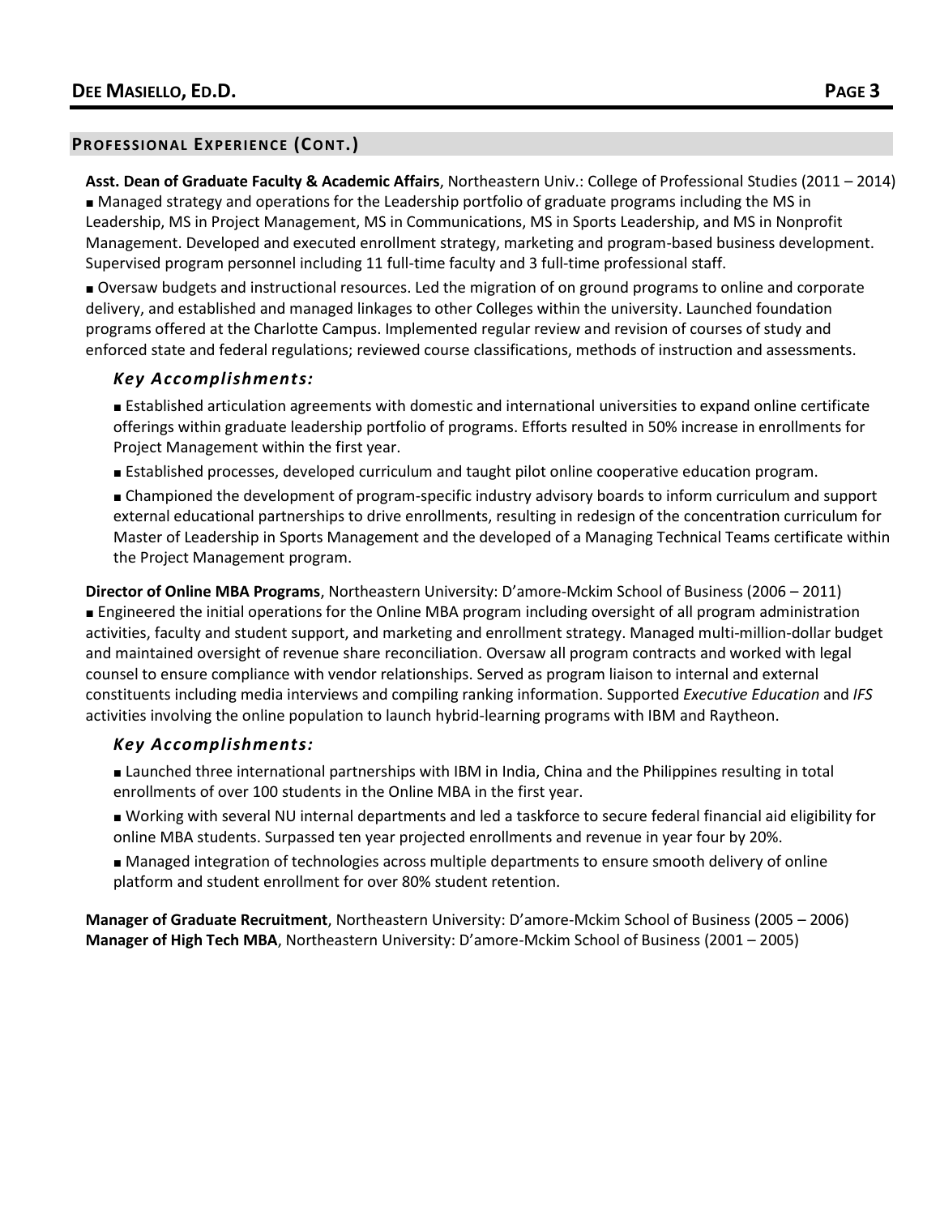## PROFESSIONAL EXPERIENCE (CONT.)

**Asst. Dean of Graduate Faculty & Academic Affairs**, Northeastern Univ.: College of Professional Studies (2011 – 2014)

■ Managed strategy and operations for the Leadership portfolio of graduate programs including the MS in Leadership, MS in Project Management, MS in Communications, MS in Sports Leadership, and MS in Nonprofit Management. Developed and executed enrollment strategy, marketing and program-based business development. Supervised program personnel including 11 full-time faculty and 3 full-time professional staff.

■ Oversaw budgets and instructional resources. Led the migration of on ground programs to online and corporate delivery, and established and managed linkages to other Colleges within the university. Launched foundation programs offered at the Charlotte Campus. Implemented regular review and revision of courses of study and enforced state and federal regulations; reviewed course classifications, methods of instruction and assessments.

### *Key Accomplishments:*

■ Established articulation agreements with domestic and international universities to expand online certificate offerings within graduate leadership portfolio of programs. Efforts resulted in 50% increase in enrollments for Project Management within the first year.

■ Established processes, developed curriculum and taught pilot online cooperative education program.

■ Championed the development of program-specific industry advisory boards to inform curriculum and support external educational partnerships to drive enrollments, resulting in redesign of the concentration curriculum for Master of Leadership in Sports Management and the developed of a Managing Technical Teams certificate within the Project Management program.

**Director of Online MBA Programs**, Northeastern University: D'amore-Mckim School of Business (2006 – 2011)

■ Engineered the initial operations for the Online MBA program including oversight of all program administration activities, faculty and student support, and marketing and enrollment strategy. Managed multi-million-dollar budget and maintained oversight of revenue share reconciliation. Oversaw all program contracts and worked with legal counsel to ensure compliance with vendor relationships. Served as program liaison to internal and external constituents including media interviews and compiling ranking information. Supported *Executive Education* and *IFS* activities involving the online population to launch hybrid-learning programs with IBM and Raytheon.

### *Key Accomplishments:*

■ Launched three international partnerships with IBM in India, China and the Philippines resulting in total enrollments of over 100 students in the Online MBA in the first year.

■ Working with several NU internal departments and led a taskforce to secure federal financial aid eligibility for online MBA students. Surpassed ten year projected enrollments and revenue in year four by 20%.

■ Managed integration of technologies across multiple departments to ensure smooth delivery of online platform and student enrollment for over 80% student retention.

**Manager of Graduate Recruitment**, Northeastern University: D'amore-Mckim School of Business (2005 – 2006)
**Manager of High Tech MBA**, Northeastern University: D'amore-Mckim School of Business (2001 – 2005)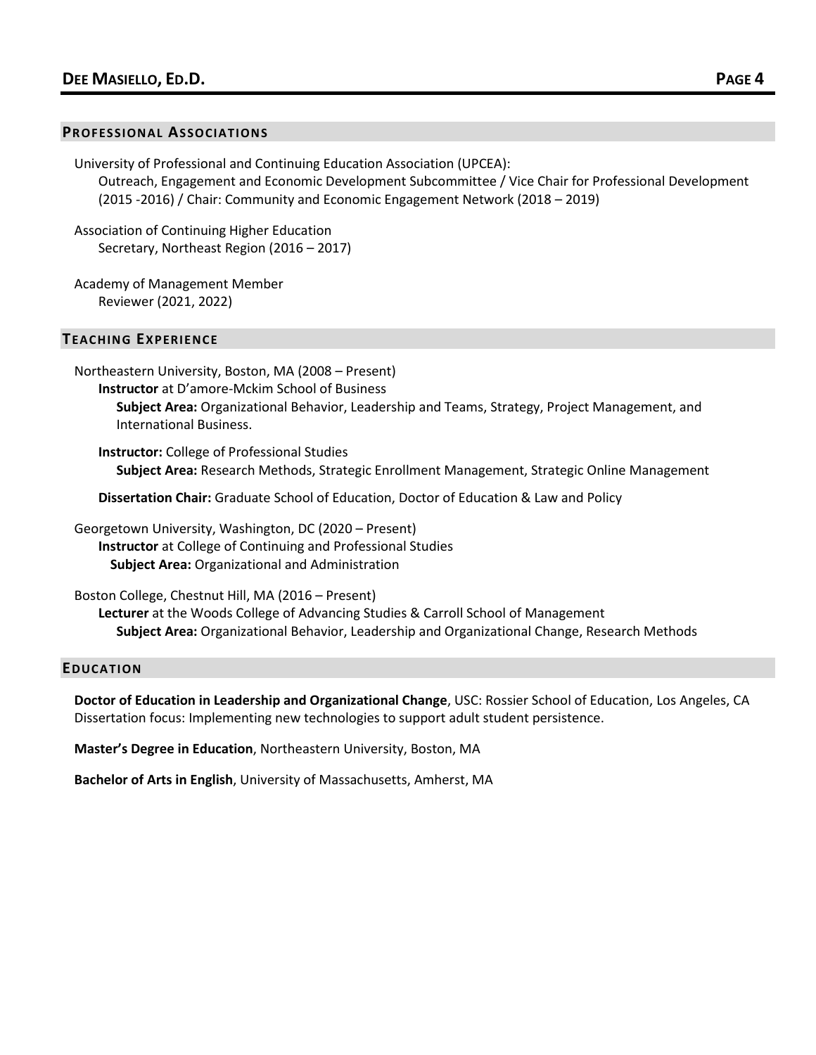## Professional Associations

University of Professional and Continuing Education Association (UPCEA):
Outreach, Engagement and Economic Development Subcommittee / Vice Chair for Professional Development (2015 -2016) / Chair: Community and Economic Engagement Network (2018 – 2019)

Association of Continuing Higher Education
Secretary, Northeast Region (2016 – 2017)

Academy of Management Member
Reviewer (2021, 2022)

## Teaching Experience

Northeastern University, Boston, MA (2008 – Present)
**Instructor** at D'amore-Mckim School of Business
**Subject Area:** Organizational Behavior, Leadership and Teams, Strategy, Project Management, and International Business.

**Instructor:** College of Professional Studies
**Subject Area:** Research Methods, Strategic Enrollment Management, Strategic Online Management

**Dissertation Chair:** Graduate School of Education, Doctor of Education & Law and Policy

Georgetown University, Washington, DC (2020 – Present)
**Instructor** at College of Continuing and Professional Studies
**Subject Area:** Organizational and Administration

Boston College, Chestnut Hill, MA (2016 – Present)
**Lecturer** at the Woods College of Advancing Studies & Carroll School of Management
**Subject Area:** Organizational Behavior, Leadership and Organizational Change, Research Methods

## Education

**Doctor of Education in Leadership and Organizational Change**, USC: Rossier School of Education, Los Angeles, CA
Dissertation focus: Implementing new technologies to support adult student persistence.

**Master's Degree in Education**, Northeastern University, Boston, MA

**Bachelor of Arts in English**, University of Massachusetts, Amherst, MA